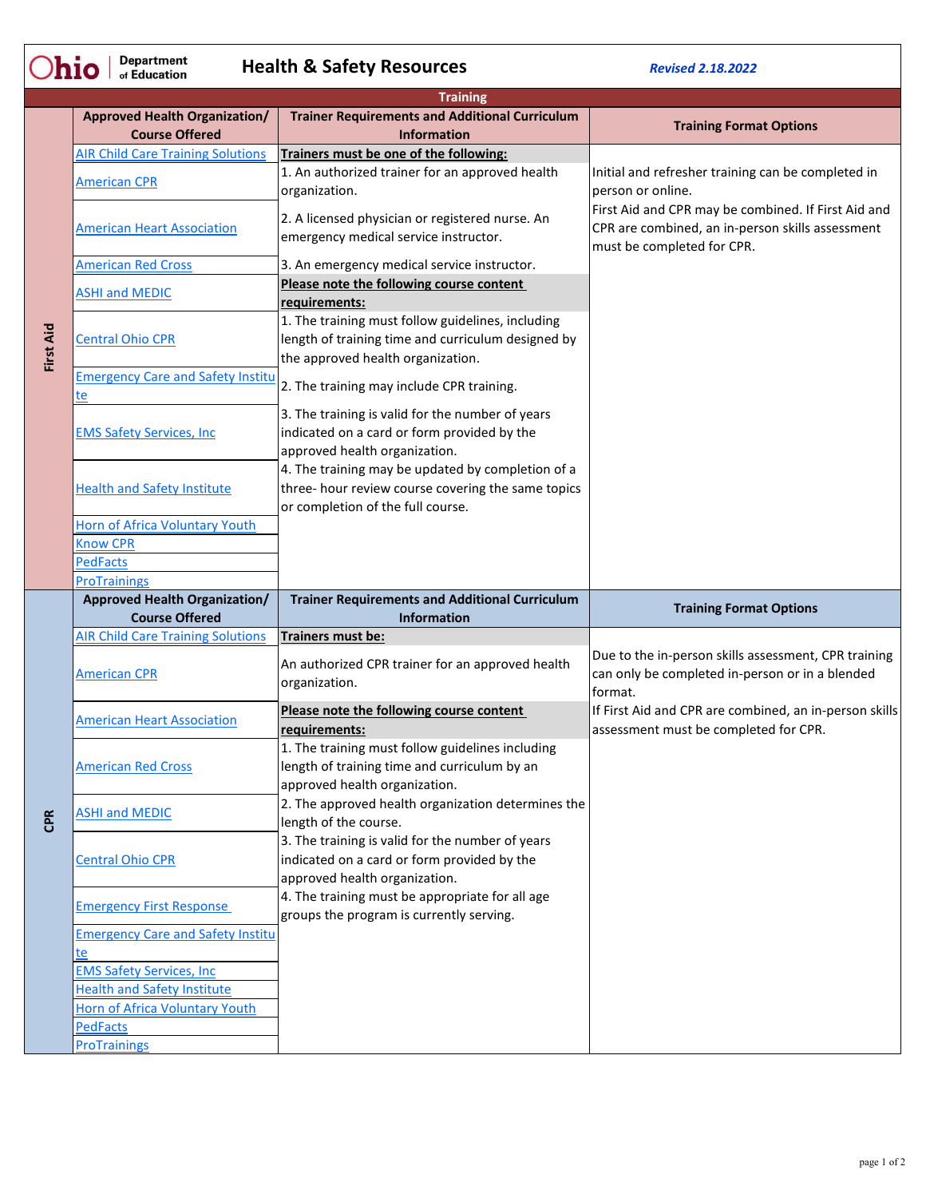# Ohio Department of Education — Health & Safety Resources

*Revised 2.18.2022*

## Training

### First Aid

| Approved Health Organization/ Course Offered | Trainer Requirements and Additional Curriculum Information | Training Format Options |
|---|---|---|
| AIR Child Care Training Solutions | **Trainers must be one of the following:** | Initial and refresher training can be completed in person or online. First Aid and CPR may be combined. If First Aid and CPR are combined, an in-person skills assessment must be completed for CPR. |
| American CPR | 1. An authorized trainer for an approved health organization. | |
| American Heart Association | 2. A licensed physician or registered nurse. An emergency medical service instructor. | |
| American Red Cross | 3. An emergency medical service instructor. | |
| ASHI and MEDIC | **Please note the following course content requirements:** | |
| Central Ohio CPR | 1. The training must follow guidelines, including length of training time and curriculum designed by the approved health organization. | |
| Emergency Care and Safety Institute | 2. The training may include CPR training. | |
| EMS Safety Services, Inc | 3. The training is valid for the number of years indicated on a card or form provided by the approved health organization. | |
| Health and Safety Institute | 4. The training may be updated by completion of a three- hour review course covering the same topics or completion of the full course. | |
| Horn of Africa Voluntary Youth | | |
| Know CPR | | |
| PedFacts | | |
| ProTrainings | | |

### CPR

| Approved Health Organization/ Course Offered | Trainer Requirements and Additional Curriculum Information | Training Format Options |
|---|---|---|
| AIR Child Care Training Solutions | **Trainers must be:** | Due to the in-person skills assessment, CPR training can only be completed in-person or in a blended format. If First Aid and CPR are combined, an in-person skills assessment must be completed for CPR. |
| American CPR | An authorized CPR trainer for an approved health organization. | |
| American Heart Association | **Please note the following course content requirements:** | |
| American Red Cross | 1. The training must follow guidelines including length of training time and curriculum by an approved health organization. | |
| ASHI and MEDIC | 2. The approved health organization determines the length of the course. | |
| Central Ohio CPR | 3. The training is valid for the number of years indicated on a card or form provided by the approved health organization. | |
| Emergency First Response | 4. The training must be appropriate for all age groups the program is currently serving. | |
| Emergency Care and Safety Institute | | |
| EMS Safety Services, Inc | | |
| Health and Safety Institute | | |
| Horn of Africa Voluntary Youth | | |
| PedFacts | | |
| ProTrainings | | |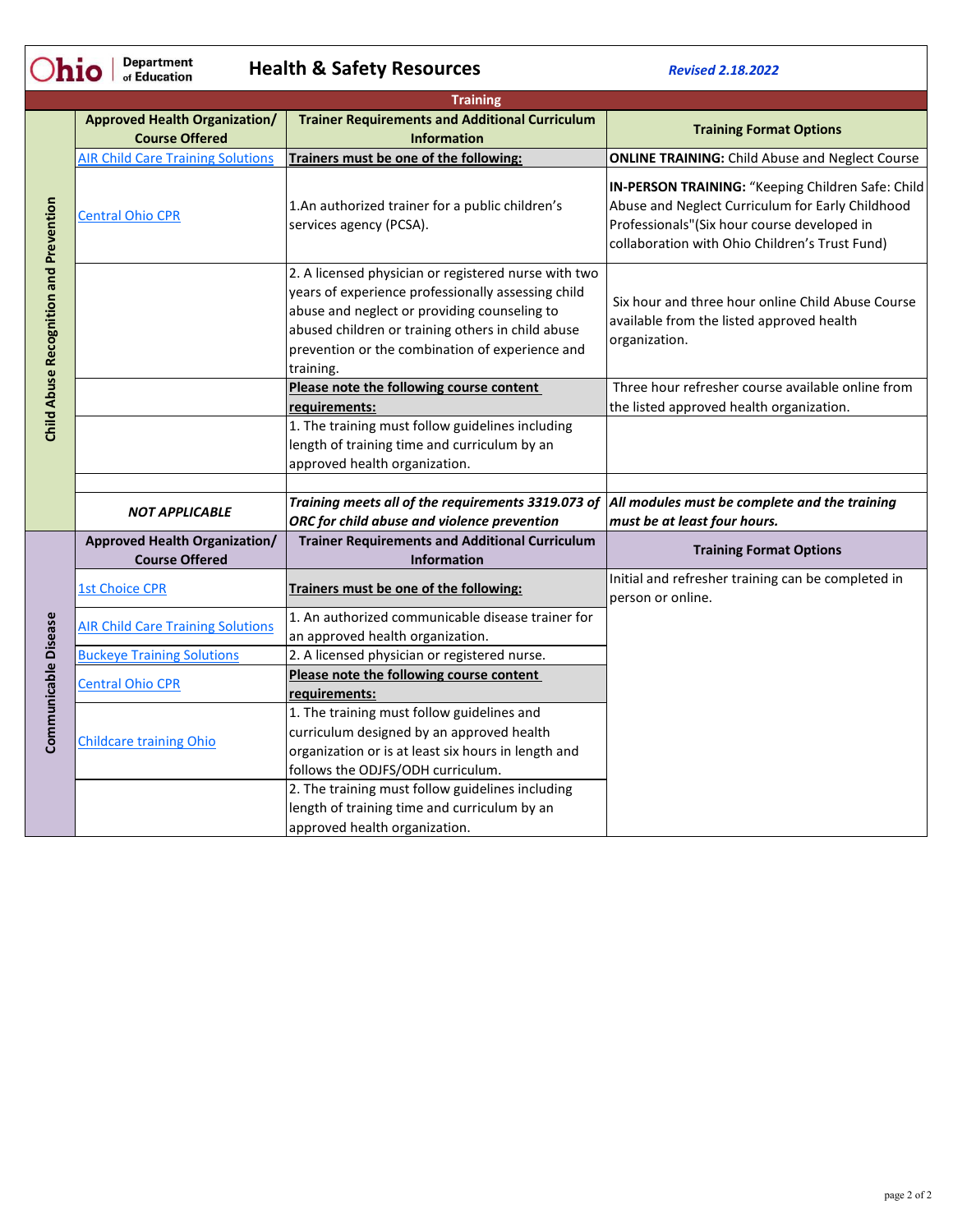# Health & Safety Resources

*Revised 2.18.2022*

## Training

| Section | Approved Health Organization/ Course Offered | Trainer Requirements and Additional Curriculum Information | Training Format Options |
|---|---|---|---|
| Child Abuse Recognition and Prevention | AIR Child Care Training Solutions | **Trainers must be one of the following:** | **ONLINE TRAINING:** Child Abuse and Neglect Course |
| | Central Ohio CPR | 1.An authorized trainer for a public children's services agency (PCSA). | **IN-PERSON TRAINING:** "Keeping Children Safe: Child Abuse and Neglect Curriculum for Early Childhood Professionals"(Six hour course developed in collaboration with Ohio Children's Trust Fund) |
| | | 2. A licensed physician or registered nurse with two years of experience professionally assessing child abuse and neglect or providing counseling to abused children or training others in child abuse prevention or the combination of experience and training. | Six hour and three hour online Child Abuse Course available from the listed approved health organization. |
| | | **Please note the following course content requirements:** | Three hour refresher course available online from the listed approved health organization. |
| | | 1. The training must follow guidelines including length of training time and curriculum by an approved health organization. | |
| | | | |
| | ***NOT APPLICABLE*** | ***Training meets all of the requirements 3319.073 of ORC for child abuse and violence prevention*** | ***All modules must be complete and the training must be at least four hours.*** |
| Communicable Disease | **Approved Health Organization/ Course Offered** | **Trainer Requirements and Additional Curriculum Information** | **Training Format Options** |
| | 1st Choice CPR | **Trainers must be one of the following:** | Initial and refresher training can be completed in person or online. |
| | AIR Child Care Training Solutions | 1. An authorized communicable disease trainer for an approved health organization. | |
| | Buckeye Training Solutions | 2. A licensed physician or registered nurse. | |
| | Central Ohio CPR | **Please note the following course content requirements:** | |
| | Childcare training Ohio | 1. The training must follow guidelines and curriculum designed by an approved health organization or is at least six hours in length and follows the ODJFS/ODH curriculum. | |
| | | 2. The training must follow guidelines including length of training time and curriculum by an approved health organization. | |